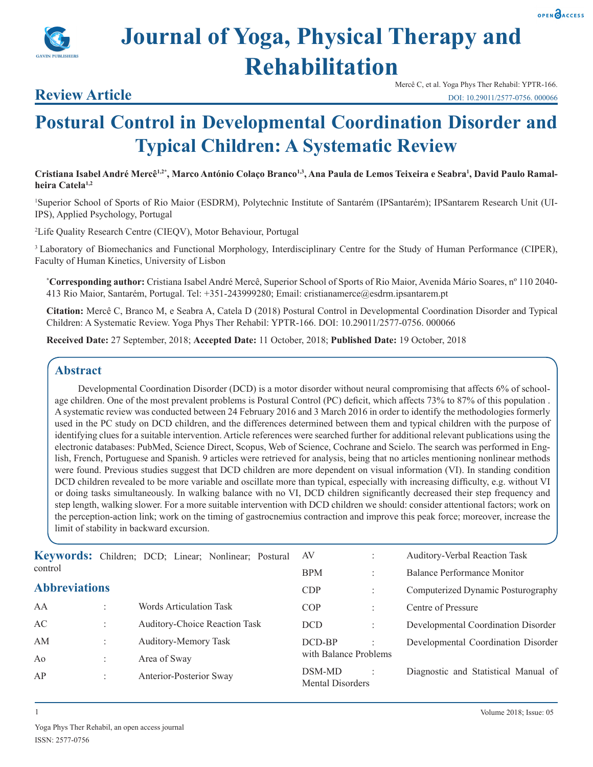# Journal of Yoga, Physical Therapy and Rehabilitation

## Review Article

Mercê C, et al. Yoga Phys Ther Rehabil: YPTR-166.
DOI: 10.29011/2577-0756. 000066

# Postural Control in Developmental Coordination Disorder and Typical Children: A Systematic Review

**Cristiana Isabel André Mercê[1,2*], Marco António Colaço Branco[1,3], Ana Paula de Lemos Teixeira e Seabra[1], David Paulo Ramalheira Catela[1,2]**

[1]Superior School of Sports of Rio Maior (ESDRM), Polytechnic Institute of Santarém (IPSantarém); IPSantarem Research Unit (UIIPS), Applied Psychology, Portugal

[2]Life Quality Research Centre (CIEQV), Motor Behaviour, Portugal

[3] Laboratory of Biomechanics and Functional Morphology, Interdisciplinary Centre for the Study of Human Performance (CIPER), Faculty of Human Kinetics, University of Lisbon

[*]**Corresponding author:** Cristiana Isabel André Mercê, Superior School of Sports of Rio Maior, Avenida Mário Soares, nº 110 2040-413 Rio Maior, Santarém, Portugal. Tel: +351-243999280; Email: cristianamerce@esdrm.ipsantarem.pt

**Citation:** Mercê C, Branco M, e Seabra A, Catela D (2018) Postural Control in Developmental Coordination Disorder and Typical Children: A Systematic Review. Yoga Phys Ther Rehabil: YPTR-166. DOI: 10.29011/2577-0756. 000066

**Received Date:** 27 September, 2018; **Accepted Date:** 11 October, 2018; **Published Date:** 19 October, 2018

## Abstract

Developmental Coordination Disorder (DCD) is a motor disorder without neural compromising that affects 6% of school-age children. One of the most prevalent problems is Postural Control (PC) deficit, which affects 73% to 87% of this population . A systematic review was conducted between 24 February 2016 and 3 March 2016 in order to identify the methodologies formerly used in the PC study on DCD children, and the differences determined between them and typical children with the purpose of identifying clues for a suitable intervention. Article references were searched further for additional relevant publications using the electronic databases: PubMed, Science Direct, Scopus, Web of Science, Cochrane and Scielo. The search was performed in English, French, Portuguese and Spanish. 9 articles were retrieved for analysis, being that no articles mentioning nonlinear methods were found. Previous studies suggest that DCD children are more dependent on visual information (VI). In standing condition DCD children revealed to be more variable and oscillate more than typical, especially with increasing difficulty, e.g. without VI or doing tasks simultaneously. In walking balance with no VI, DCD children significantly decreased their step frequency and step length, walking slower. For a more suitable intervention with DCD children we should: consider attentional factors; work on the perception-action link; work on the timing of gastrocnemius contraction and improve this peak force; moreover, increase the limit of stability in backward excursion.

**Keywords:** Children; DCD; Linear; Nonlinear; Postural control

## Abbreviations

| | | |
|---|---|---|
| AA | : | Words Articulation Task |
| AC | : | Auditory-Choice Reaction Task |
| AM | : | Auditory-Memory Task |
| Ao | : | Area of Sway |
| AP | : | Anterior-Posterior Sway |
| AV | : | Auditory-Verbal Reaction Task |
| BPM | : | Balance Performance Monitor |
| CDP | : | Computerized Dynamic Posturography |
| COP | : | Centre of Pressure |
| DCD | : | Developmental Coordination Disorder |
| DCD-BP | : | Developmental Coordination Disorder with Balance Problems |
| DSM-MD | : | Diagnostic and Statistical Manual of Mental Disorders |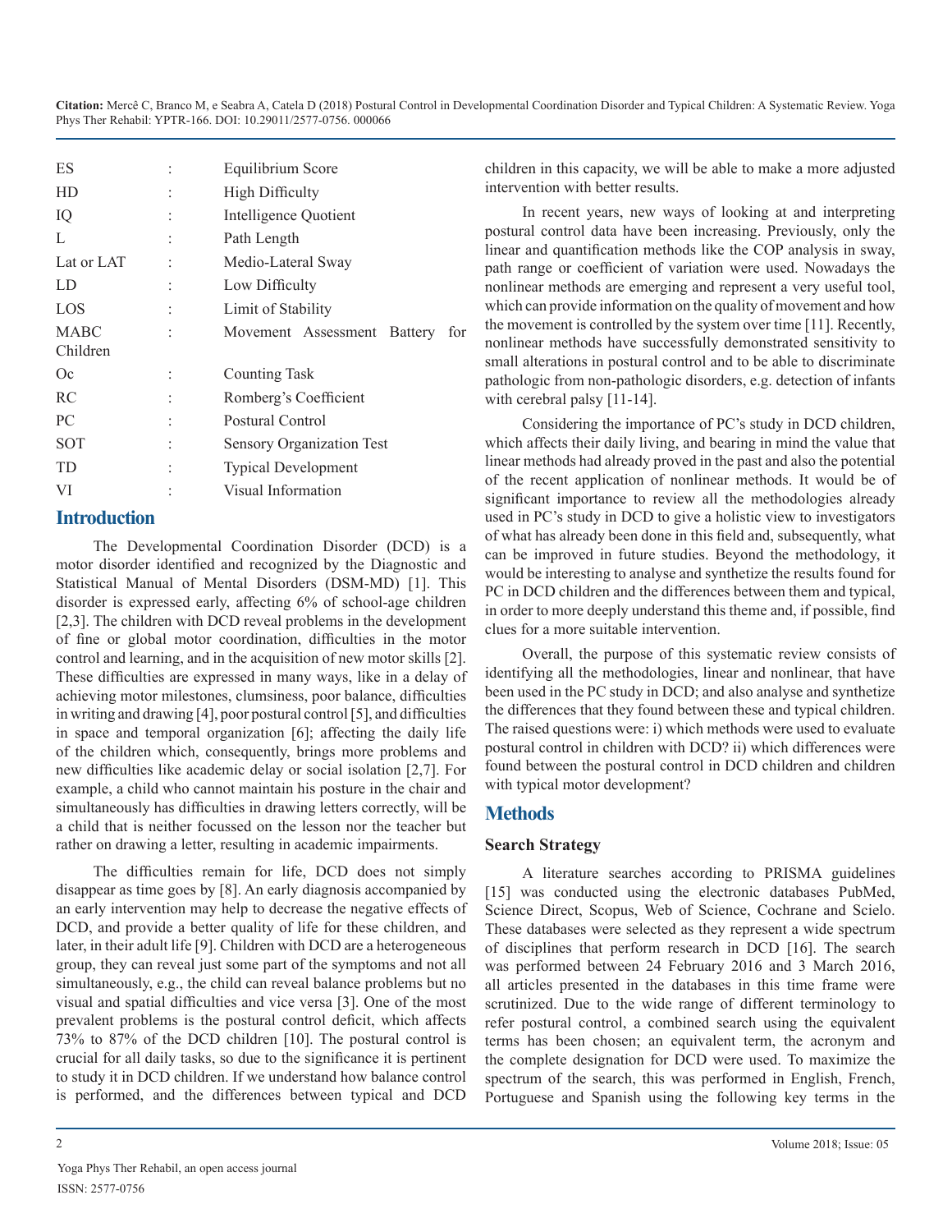| | | |
|---|---|---|
| ES | : | Equilibrium Score |
| HD | : | High Difficulty |
| IQ | : | Intelligence Quotient |
| L | : | Path Length |
| Lat or LAT | : | Medio-Lateral Sway |
| LD | : | Low Difficulty |
| LOS | : | Limit of Stability |
| MABC Children | : | Movement Assessment Battery for Children |
| Oc | : | Counting Task |
| RC | : | Romberg's Coefficient |
| PC | : | Postural Control |
| SOT | : | Sensory Organization Test |
| TD | : | Typical Development |
| VI | : | Visual Information |

## Introduction

The Developmental Coordination Disorder (DCD) is a motor disorder identified and recognized by the Diagnostic and Statistical Manual of Mental Disorders (DSM-MD) [1]. This disorder is expressed early, affecting 6% of school-age children [2,3]. The children with DCD reveal problems in the development of fine or global motor coordination, difficulties in the motor control and learning, and in the acquisition of new motor skills [2]. These difficulties are expressed in many ways, like in a delay of achieving motor milestones, clumsiness, poor balance, difficulties in writing and drawing [4], poor postural control [5], and difficulties in space and temporal organization [6]; affecting the daily life of the children which, consequently, brings more problems and new difficulties like academic delay or social isolation [2,7]. For example, a child who cannot maintain his posture in the chair and simultaneously has difficulties in drawing letters correctly, will be a child that is neither focussed on the lesson nor the teacher but rather on drawing a letter, resulting in academic impairments.

The difficulties remain for life, DCD does not simply disappear as time goes by [8]. An early diagnosis accompanied by an early intervention may help to decrease the negative effects of DCD, and provide a better quality of life for these children, and later, in their adult life [9]. Children with DCD are a heterogeneous group, they can reveal just some part of the symptoms and not all simultaneously, e.g., the child can reveal balance problems but no visual and spatial difficulties and vice versa [3]. One of the most prevalent problems is the postural control deficit, which affects 73% to 87% of the DCD children [10]. The postural control is crucial for all daily tasks, so due to the significance it is pertinent to study it in DCD children. If we understand how balance control is performed, and the differences between typical and DCD children in this capacity, we will be able to make a more adjusted intervention with better results.

In recent years, new ways of looking at and interpreting postural control data have been increasing. Previously, only the linear and quantification methods like the COP analysis in sway, path range or coefficient of variation were used. Nowadays the nonlinear methods are emerging and represent a very useful tool, which can provide information on the quality of movement and how the movement is controlled by the system over time [11]. Recently, nonlinear methods have successfully demonstrated sensitivity to small alterations in postural control and to be able to discriminate pathologic from non-pathologic disorders, e.g. detection of infants with cerebral palsy [11-14].

Considering the importance of PC's study in DCD children, which affects their daily living, and bearing in mind the value that linear methods had already proved in the past and also the potential of the recent application of nonlinear methods. It would be of significant importance to review all the methodologies already used in PC's study in DCD to give a holistic view to investigators of what has already been done in this field and, subsequently, what can be improved in future studies. Beyond the methodology, it would be interesting to analyse and synthetize the results found for PC in DCD children and the differences between them and typical, in order to more deeply understand this theme and, if possible, find clues for a more suitable intervention.

Overall, the purpose of this systematic review consists of identifying all the methodologies, linear and nonlinear, that have been used in the PC study in DCD; and also analyse and synthetize the differences that they found between these and typical children. The raised questions were: i) which methods were used to evaluate postural control in children with DCD? ii) which differences were found between the postural control in DCD children and children with typical motor development?

## Methods

### Search Strategy

A literature searches according to PRISMA guidelines [15] was conducted using the electronic databases PubMed, Science Direct, Scopus, Web of Science, Cochrane and Scielo. These databases were selected as they represent a wide spectrum of disciplines that perform research in DCD [16]. The search was performed between 24 February 2016 and 3 March 2016, all articles presented in the databases in this time frame were scrutinized. Due to the wide range of different terminology to refer postural control, a combined search using the equivalent terms has been chosen; an equivalent term, the acronym and the complete designation for DCD were used. To maximize the spectrum of the search, this was performed in English, French, Portuguese and Spanish using the following key terms in the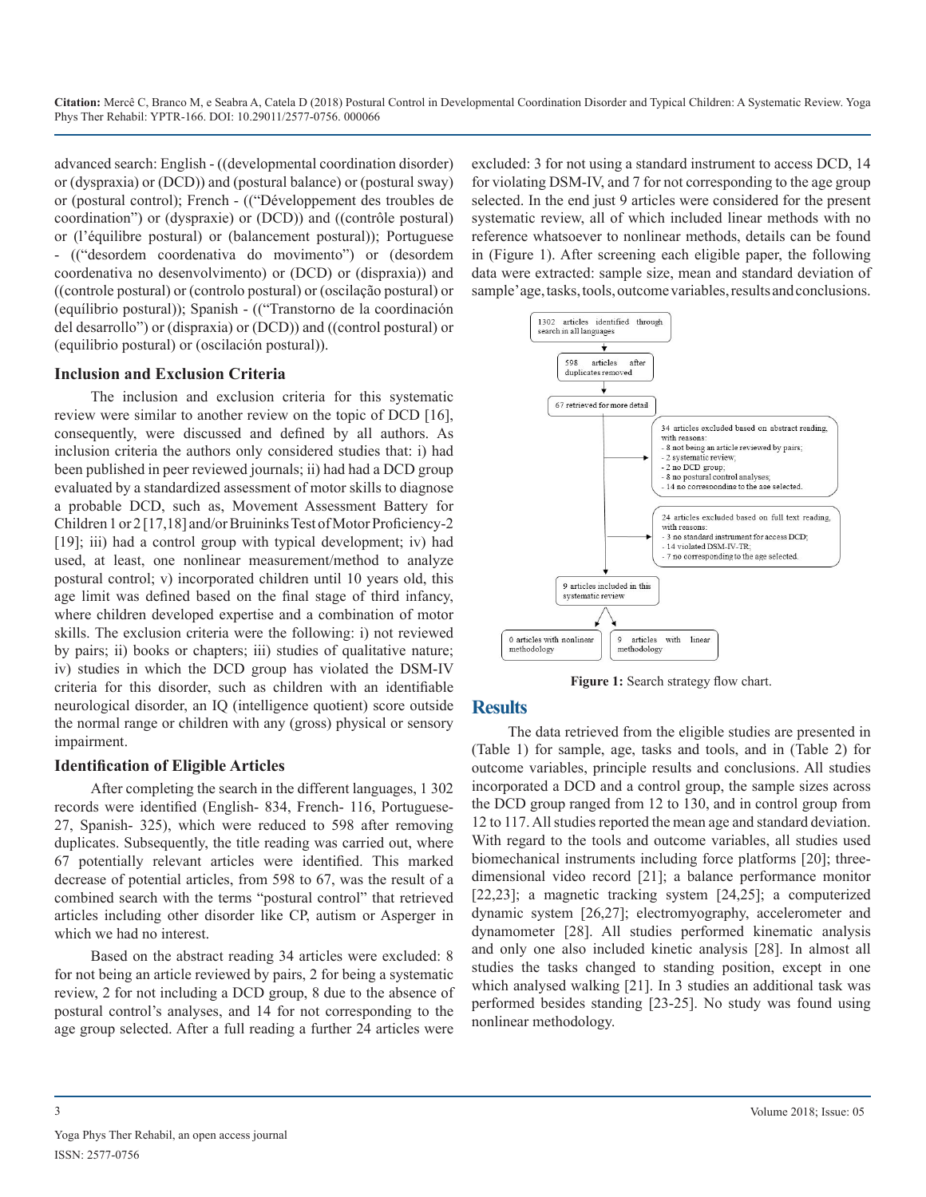advanced search: English - ((developmental coordination disorder) or (dyspraxia) or (DCD)) and (postural balance) or (postural sway) or (postural control); French - (("Développement des troubles de coordination") or (dyspraxie) or (DCD)) and ((contrôle postural) or (l'équilibre postural) or (balancement postural)); Portuguese - (("desordem coordenativa do movimento") or (desordem coordenativa no desenvolvimento) or (DCD) or (dispraxia)) and ((controle postural) or (controlo postural) or (oscilação postural) or (equílibrio postural)); Spanish - (("Transtorno de la coordinación del desarrollo") or (dispraxia) or (DCD)) and ((control postural) or (equilibrio postural) or (oscilación postural)).

### Inclusion and Exclusion Criteria

The inclusion and exclusion criteria for this systematic review were similar to another review on the topic of DCD [16], consequently, were discussed and defined by all authors. As inclusion criteria the authors only considered studies that: i) had been published in peer reviewed journals; ii) had had a DCD group evaluated by a standardized assessment of motor skills to diagnose a probable DCD, such as, Movement Assessment Battery for Children 1 or 2 [17,18] and/or Bruininks Test of Motor Proficiency-2 [19]; iii) had a control group with typical development; iv) had used, at least, one nonlinear measurement/method to analyze postural control; v) incorporated children until 10 years old, this age limit was defined based on the final stage of third infancy, where children developed expertise and a combination of motor skills. The exclusion criteria were the following: i) not reviewed by pairs; ii) books or chapters; iii) studies of qualitative nature; iv) studies in which the DCD group has violated the DSM-IV criteria for this disorder, such as children with an identifiable neurological disorder, an IQ (intelligence quotient) score outside the normal range or children with any (gross) physical or sensory impairment.

### Identification of Eligible Articles

After completing the search in the different languages, 1 302 records were identified (English- 834, French- 116, Portuguese- 27, Spanish- 325), which were reduced to 598 after removing duplicates. Subsequently, the title reading was carried out, where 67 potentially relevant articles were identified. This marked decrease of potential articles, from 598 to 67, was the result of a combined search with the terms "postural control" that retrieved articles including other disorder like CP, autism or Asperger in which we had no interest.

Based on the abstract reading 34 articles were excluded: 8 for not being an article reviewed by pairs, 2 for being a systematic review, 2 for not including a DCD group, 8 due to the absence of postural control's analyses, and 14 for not corresponding to the age group selected. After a full reading a further 24 articles were excluded: 3 for not using a standard instrument to access DCD, 14 for violating DSM-IV, and 7 for not corresponding to the age group selected. In the end just 9 articles were considered for the present systematic review, all of which included linear methods with no reference whatsoever to nonlinear methods, details can be found in (Figure 1). After screening each eligible paper, the following data were extracted: sample size, mean and standard deviation of sample' age, tasks, tools, outcome variables, results and conclusions.

1302 articles identified through search in all languages

598 articles after duplicates removed

67 retrieved for more detail

34 articles excluded based on abstract reading, with reasons:
- 8 not being an article reviewed by pairs;
- 2 systematic review;
- 2 no DCD group;
- 8 no postural control analyses;
- 14 no corresponding to the age selected.

24 articles excluded based on full text reading, with reasons:
- 3 no standard instrument for access DCD;
- 14 violated DSM-IV-TR;
- 7 no corresponding to the age selected.

9 articles included in this systematic review

0 articles with nonlinear methodology

9 articles with linear methodology

**Figure 1:** Search strategy flow chart.

## Results

The data retrieved from the eligible studies are presented in (Table 1) for sample, age, tasks and tools, and in (Table 2) for outcome variables, principle results and conclusions. All studies incorporated a DCD and a control group, the sample sizes across the DCD group ranged from 12 to 130, and in control group from 12 to 117. All studies reported the mean age and standard deviation. With regard to the tools and outcome variables, all studies used biomechanical instruments including force platforms [20]; three-dimensional video record [21]; a balance performance monitor [22,23]; a magnetic tracking system [24,25]; a computerized dynamic system [26,27]; electromyography, accelerometer and dynamometer [28]. All studies performed kinematic analysis and only one also included kinetic analysis [28]. In almost all studies the tasks changed to standing position, except in one which analysed walking [21]. In 3 studies an additional task was performed besides standing [23-25]. No study was found using nonlinear methodology.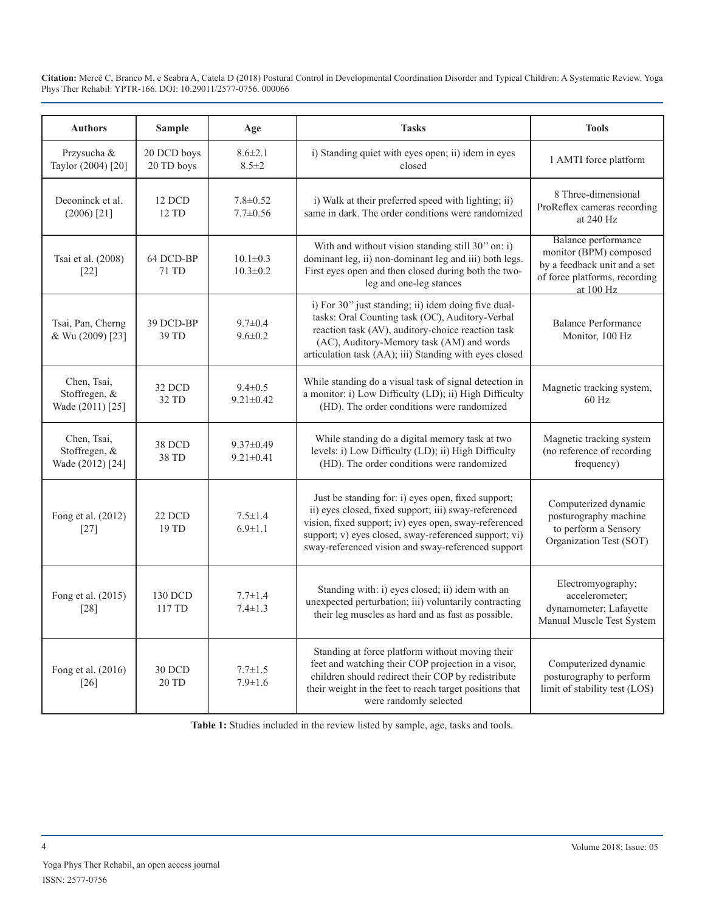| Authors | Sample | Age | Tasks | Tools |
|---|---|---|---|---|
| Przysucha & Taylor (2004) [20] | 20 DCD boys<br>20 TD boys | 8.6±2.1<br>8.5±2 | i) Standing quiet with eyes open; ii) idem in eyes closed | 1 AMTI force platform |
| Deconinck et al. (2006) [21] | 12 DCD<br>12 TD | 7.8±0.52<br>7.7±0.56 | i) Walk at their preferred speed with lighting; ii) same in dark. The order conditions were randomized | 8 Three-dimensional ProReflex cameras recording at 240 Hz |
| Tsai et al. (2008) [22] | 64 DCD-BP<br>71 TD | 10.1±0.3<br>10.3±0.2 | With and without vision standing still 30" on: i) dominant leg, ii) non-dominant leg and iii) both legs. First eyes open and then closed during both the two-leg and one-leg stances | Balance performance monitor (BPM) composed by a feedback unit and a set of force platforms, recording at 100 Hz |
| Tsai, Pan, Cherng & Wu (2009) [23] | 39 DCD-BP<br>39 TD | 9.7±0.4<br>9.6±0.2 | i) For 30" just standing; ii) idem doing five dual-tasks: Oral Counting task (OC), Auditory-Verbal reaction task (AV), auditory-choice reaction task (AC), Auditory-Memory task (AM) and words articulation task (AA); iii) Standing with eyes closed | Balance Performance Monitor, 100 Hz |
| Chen, Tsai, Stoffregen, & Wade (2011) [25] | 32 DCD<br>32 TD | 9.4±0.5<br>9.21±0.42 | While standing do a visual task of signal detection in a monitor: i) Low Difficulty (LD); ii) High Difficulty (HD). The order conditions were randomized | Magnetic tracking system, 60 Hz |
| Chen, Tsai, Stoffregen, & Wade (2012) [24] | 38 DCD<br>38 TD | 9.37±0.49<br>9.21±0.41 | While standing do a digital memory task at two levels: i) Low Difficulty (LD); ii) High Difficulty (HD). The order conditions were randomized | Magnetic tracking system (no reference of recording frequency) |
| Fong et al. (2012) [27] | 22 DCD<br>19 TD | 7.5±1.4<br>6.9±1.1 | Just be standing for: i) eyes open, fixed support; ii) eyes closed, fixed support; iii) sway-referenced vision, fixed support; iv) eyes open, sway-referenced support; v) eyes closed, sway-referenced support; vi) sway-referenced vision and sway-referenced support | Computerized dynamic posturography machine to perform a Sensory Organization Test (SOT) |
| Fong et al. (2015) [28] | 130 DCD<br>117 TD | 7.7±1.4<br>7.4±1.3 | Standing with: i) eyes closed; ii) idem with an unexpected perturbation; iii) voluntarily contracting their leg muscles as hard and as fast as possible. | Electromyography; accelerometer; dynamometer; Lafayette Manual Muscle Test System |
| Fong et al. (2016) [26] | 30 DCD<br>20 TD | 7.7±1.5<br>7.9±1.6 | Standing at force platform without moving their feet and watching their COP projection in a visor, children should redirect their COP by redistribute their weight in the feet to reach target positions that were randomly selected | Computerized dynamic posturography to perform limit of stability test (LOS) |

**Table 1:** Studies included in the review listed by sample, age, tasks and tools.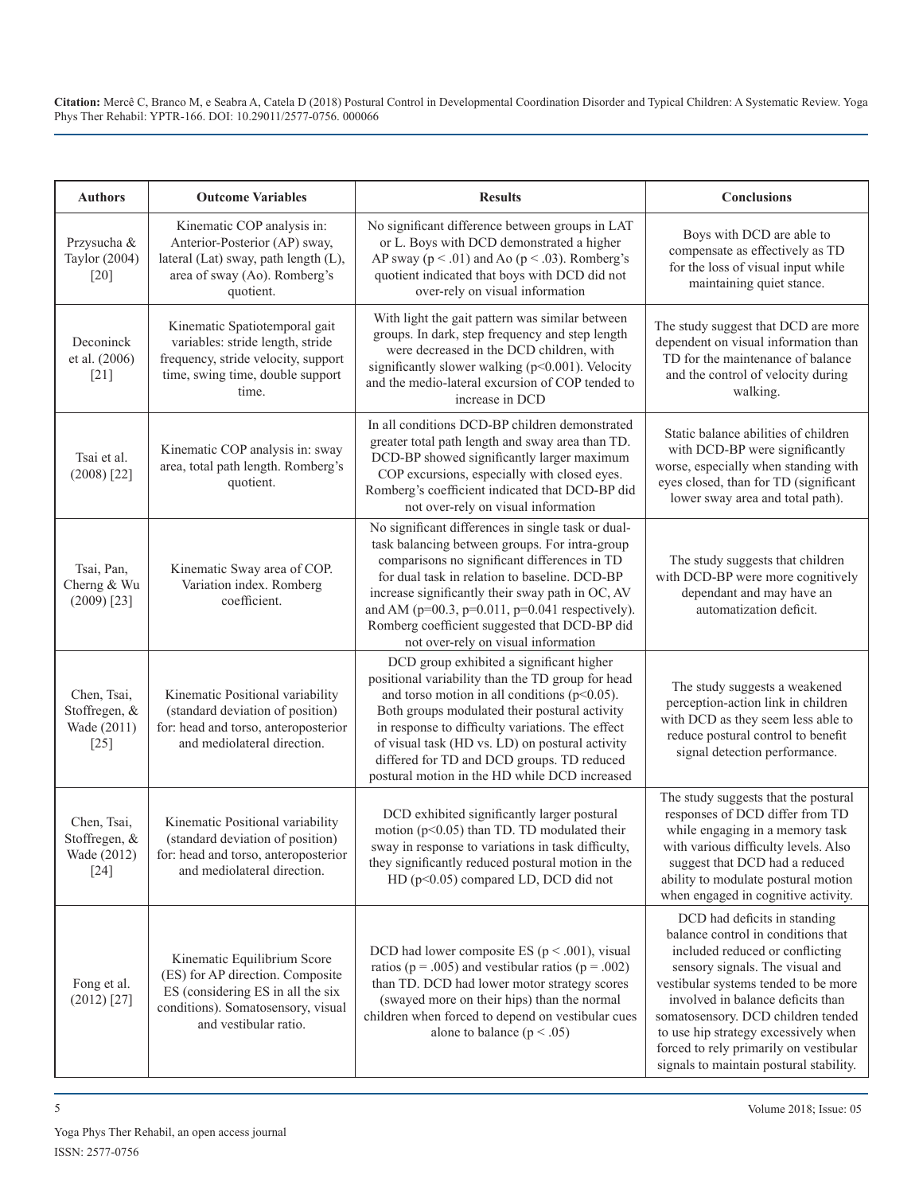| Authors | Outcome Variables | Results | Conclusions |
|---|---|---|---|
| Przysucha & Taylor (2004) [20] | Kinematic COP analysis in: Anterior-Posterior (AP) sway, lateral (Lat) sway, path length (L), area of sway (Ao). Romberg's quotient. | No significant difference between groups in LAT or L. Boys with DCD demonstrated a higher AP sway ($p < .01$) and Ao ($p < .03$). Romberg's quotient indicated that boys with DCD did not over-rely on visual information | Boys with DCD are able to compensate as effectively as TD for the loss of visual input while maintaining quiet stance. |
| Deconinck et al. (2006) [21] | Kinematic Spatiotemporal gait variables: stride length, stride frequency, stride velocity, support time, swing time, double support time. | With light the gait pattern was similar between groups. In dark, step frequency and step length were decreased in the DCD children, with significantly slower walking ($p<0.001$). Velocity and the medio-lateral excursion of COP tended to increase in DCD | The study suggest that DCD are more dependent on visual information than TD for the maintenance of balance and the control of velocity during walking. |
| Tsai et al. (2008) [22] | Kinematic COP analysis in: sway area, total path length. Romberg's quotient. | In all conditions DCD-BP children demonstrated greater total path length and sway area than TD. DCD-BP showed significantly larger maximum COP excursions, especially with closed eyes. Romberg's coefficient indicated that DCD-BP did not over-rely on visual information | Static balance abilities of children with DCD-BP were significantly worse, especially when standing with eyes closed, than for TD (significant lower sway area and total path). |
| Tsai, Pan, Cherng & Wu (2009) [23] | Kinematic Sway area of COP. Variation index. Romberg coefficient. | No significant differences in single task or dual-task balancing between groups. For intra-group comparisons no significant differences in TD for dual task in relation to baseline. DCD-BP increase significantly their sway path in OC, AV and AM ($p=00.3$, $p=0.011$, $p=0.041$ respectively). Romberg coefficient suggested that DCD-BP did not over-rely on visual information | The study suggests that children with DCD-BP were more cognitively dependant and may have an automatization deficit. |
| Chen, Tsai, Stoffregen, & Wade (2011) [25] | Kinematic Positional variability (standard deviation of position) for: head and torso, anteroposterior and mediolateral direction. | DCD group exhibited a significant higher positional variability than the TD group for head and torso motion in all conditions ($p<0.05$). Both groups modulated their postural activity in response to difficulty variations. The effect of visual task (HD vs. LD) on postural activity differed for TD and DCD groups. TD reduced postural motion in the HD while DCD increased | The study suggests a weakened perception-action link in children with DCD as they seem less able to reduce postural control to benefit signal detection performance. |
| Chen, Tsai, Stoffregen, & Wade (2012) [24] | Kinematic Positional variability (standard deviation of position) for: head and torso, anteroposterior and mediolateral direction. | DCD exhibited significantly larger postural motion ($p<0.05$) than TD. TD modulated their sway in response to variations in task difficulty, they significantly reduced postural motion in the HD ($p<0.05$) compared LD, DCD did not | The study suggests that the postural responses of DCD differ from TD while engaging in a memory task with various difficulty levels. Also suggest that DCD had a reduced ability to modulate postural motion when engaged in cognitive activity. |
| Fong et al. (2012) [27] | Kinematic Equilibrium Score (ES) for AP direction. Composite ES (considering ES in all the six conditions). Somatosensory, visual and vestibular ratio. | DCD had lower composite ES ($p < .001$), visual ratios ($p = .005$) and vestibular ratios ($p = .002$) than TD. DCD had lower motor strategy scores (swayed more on their hips) than the normal children when forced to depend on vestibular cues alone to balance ($p < .05$) | DCD had deficits in standing balance control in conditions that included reduced or conflicting sensory signals. The visual and vestibular systems tended to be more involved in balance deficits than somatosensory. DCD children tended to use hip strategy excessively when forced to rely primarily on vestibular signals to maintain postural stability. |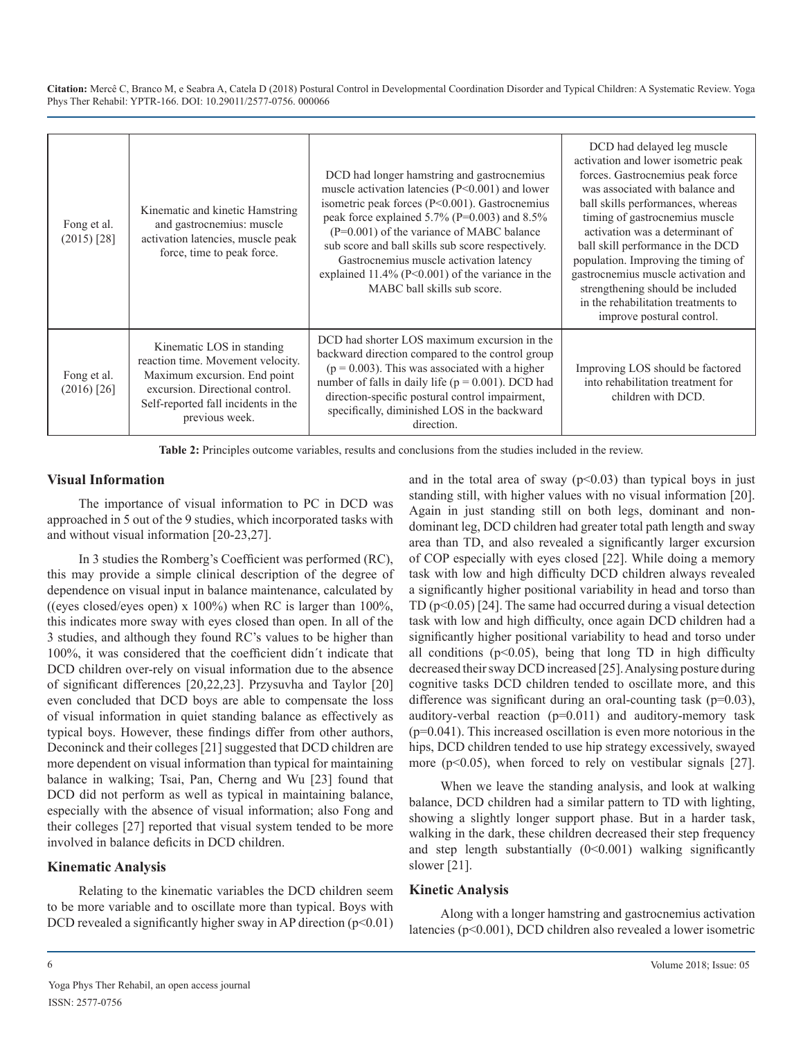| | | | |
|---|---|---|---|
| Fong et al. (2015) [28] | Kinematic and kinetic Hamstring and gastrocnemius: muscle activation latencies, muscle peak force, time to peak force. | DCD had longer hamstring and gastrocnemius muscle activation latencies (P<0.001) and lower isometric peak forces (P<0.001). Gastrocnemius peak force explained 5.7% (P=0.003) and 8.5% (P=0.001) of the variance of MABC balance sub score and ball skills sub score respectively. Gastrocnemius muscle activation latency explained 11.4% (P<0.001) of the variance in the MABC ball skills sub score. | DCD had delayed leg muscle activation and lower isometric peak forces. Gastrocnemius peak force was associated with balance and ball skills performances, whereas timing of gastrocnemius muscle activation was a determinant of ball skill performance in the DCD population. Improving the timing of gastrocnemius muscle activation and strengthening should be included in the rehabilitation treatments to improve postural control. |
| Fong et al. (2016) [26] | Kinematic LOS in standing reaction time. Movement velocity. Maximum excursion. End point excursion. Directional control. Self-reported fall incidents in the previous week. | DCD had shorter LOS maximum excursion in the backward direction compared to the control group (p = 0.003). This was associated with a higher number of falls in daily life (p = 0.001). DCD had direction-specific postural control impairment, specifically, diminished LOS in the backward direction. | Improving LOS should be factored into rehabilitation treatment for children with DCD. |

**Table 2:** Principles outcome variables, results and conclusions from the studies included in the review.

## Visual Information

The importance of visual information to PC in DCD was approached in 5 out of the 9 studies, which incorporated tasks with and without visual information [20-23,27].

In 3 studies the Romberg's Coefficient was performed (RC), this may provide a simple clinical description of the degree of dependence on visual input in balance maintenance, calculated by ((eyes closed/eyes open) x 100%) when RC is larger than 100%, this indicates more sway with eyes closed than open. In all of the 3 studies, and although they found RC's values to be higher than 100%, it was considered that the coefficient didn´t indicate that DCD children over-rely on visual information due to the absence of significant differences [20,22,23]. Przysuvha and Taylor [20] even concluded that DCD boys are able to compensate the loss of visual information in quiet standing balance as effectively as typical boys. However, these findings differ from other authors, Deconinck and their colleges [21] suggested that DCD children are more dependent on visual information than typical for maintaining balance in walking; Tsai, Pan, Cherng and Wu [23] found that DCD did not perform as well as typical in maintaining balance, especially with the absence of visual information; also Fong and their colleges [27] reported that visual system tended to be more involved in balance deficits in DCD children.

## Kinematic Analysis

Relating to the kinematic variables the DCD children seem to be more variable and to oscillate more than typical. Boys with DCD revealed a significantly higher sway in AP direction ($p<0.01$) and in the total area of sway ($p<0.03$) than typical boys in just standing still, with higher values with no visual information [20]. Again in just standing still on both legs, dominant and non-dominant leg, DCD children had greater total path length and sway area than TD, and also revealed a significantly larger excursion of COP especially with eyes closed [22]. While doing a memory task with low and high difficulty DCD children always revealed a significantly higher positional variability in head and torso than TD ($p<0.05$) [24]. The same had occurred during a visual detection task with low and high difficulty, once again DCD children had a significantly higher positional variability to head and torso under all conditions ($p<0.05$), being that long TD in high difficulty decreased their sway DCD increased [25]. Analysing posture during cognitive tasks DCD children tended to oscillate more, and this difference was significant during an oral-counting task ($p=0.03$), auditory-verbal reaction ($p=0.011$) and auditory-memory task ($p=0.041$). This increased oscillation is even more notorious in the hips, DCD children tended to use hip strategy excessively, swayed more ($p<0.05$), when forced to rely on vestibular signals [27].

When we leave the standing analysis, and look at walking balance, DCD children had a similar pattern to TD with lighting, showing a slightly longer support phase. But in a harder task, walking in the dark, these children decreased their step frequency and step length substantially (0<0.001) walking significantly slower [21].

## Kinetic Analysis

Along with a longer hamstring and gastrocnemius activation latencies ($p<0.001$), DCD children also revealed a lower isometric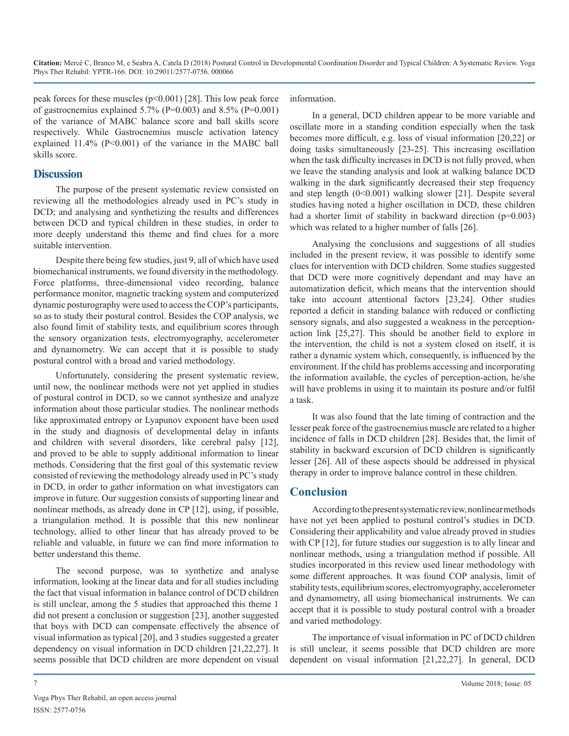peak forces for these muscles ($p<0.001$) [28]. This low peak force of gastrocnemius explained 5.7% ($P=0.003$) and 8.5% ($P=0.001$) of the variance of MABC balance score and ball skills score respectively. While Gastrocnemius muscle activation latency explained 11.4% ($P<0.001$) of the variance in the MABC ball skills score.

## Discussion

The purpose of the present systematic review consisted on reviewing all the methodologies already used in PC's study in DCD; and analysing and synthetizing the results and differences between DCD and typical children in these studies, in order to more deeply understand this theme and find clues for a more suitable intervention.

Despite there being few studies, just 9, all of which have used biomechanical instruments, we found diversity in the methodology. Force platforms, three-dimensional video recording, balance performance monitor, magnetic tracking system and computerized dynamic posturography were used to access the COP's participants, so as to study their postural control. Besides the COP analysis, we also found limit of stability tests, and equilibrium scores through the sensory organization tests, electromyography, accelerometer and dynamometry. We can accept that it is possible to study postural control with a broad and varied methodology.

Unfortunately, considering the present systematic review, until now, the nonlinear methods were not yet applied in studies of postural control in DCD, so we cannot synthesize and analyze information about those particular studies. The nonlinear methods like approximated entropy or Lyapunov exponent have been used in the study and diagnosis of developmental delay in infants and children with several disorders, like cerebral palsy [12], and proved to be able to supply additional information to linear methods. Considering that the first goal of this systematic review consisted of reviewing the methodology already used in PC's study in DCD, in order to gather information on what investigators can improve in future. Our suggestion consists of supporting linear and nonlinear methods, as already done in CP [12], using, if possible, a triangulation method. It is possible that this new nonlinear technology, allied to other linear that has already proved to be reliable and valuable, in future we can find more information to better understand this theme.

The second purpose, was to synthetize and analyse information, looking at the linear data and for all studies including the fact that visual information in balance control of DCD children is still unclear, among the 5 studies that approached this theme 1 did not present a conclusion or suggestion [23], another suggested that boys with DCD can compensate effectively the absence of visual information as typical [20], and 3 studies suggested a greater dependency on visual information in DCD children [21,22,27]. It seems possible that DCD children are more dependent on visual information.

In a general, DCD children appear to be more variable and oscillate more in a standing condition especially when the task becomes more difficult, e.g. loss of visual information [20,22] or doing tasks simultaneously [23-25]. This increasing oscillation when the task difficulty increases in DCD is not fully proved, when we leave the standing analysis and look at walking balance DCD walking in the dark significantly decreased their step frequency and step length ($0<0.001$) walking slower [21]. Despite several studies having noted a higher oscillation in DCD, these children had a shorter limit of stability in backward direction ($p=0.003$) which was related to a higher number of falls [26].

Analysing the conclusions and suggestions of all studies included in the present review, it was possible to identify some clues for intervention with DCD children. Some studies suggested that DCD were more cognitively dependant and may have an automatization deficit, which means that the intervention should take into account attentional factors [23,24]. Other studies reported a deficit in standing balance with reduced or conflicting sensory signals, and also suggested a weakness in the perception-action link [25,27]. This should be another field to explore in the intervention, the child is not a system closed on itself, it is rather a dynamic system which, consequently, is influenced by the environment. If the child has problems accessing and incorporating the information available, the cycles of perception-action, he/she will have problems in using it to maintain its posture and/or fulfil a task.

It was also found that the late timing of contraction and the lesser peak force of the gastrocnemius muscle are related to a higher incidence of falls in DCD children [28]. Besides that, the limit of stability in backward excursion of DCD children is significantly lesser [26]. All of these aspects should be addressed in physical therapy in order to improve balance control in these children.

## Conclusion

According to the present systematic review, nonlinear methods have not yet been applied to postural control's studies in DCD. Considering their applicability and value already proved in studies with CP [12], for future studies our suggestion is to ally linear and nonlinear methods, using a triangulation method if possible. All studies incorporated in this review used linear methodology with some different approaches. It was found COP analysis, limit of stability tests, equilibrium scores, electromyography, accelerometer and dynamometry, all using biomechanical instruments. We can accept that it is possible to study postural control with a broader and varied methodology.

The importance of visual information in PC of DCD children is still unclear, it seems possible that DCD children are more dependent on visual information [21,22,27]. In general, DCD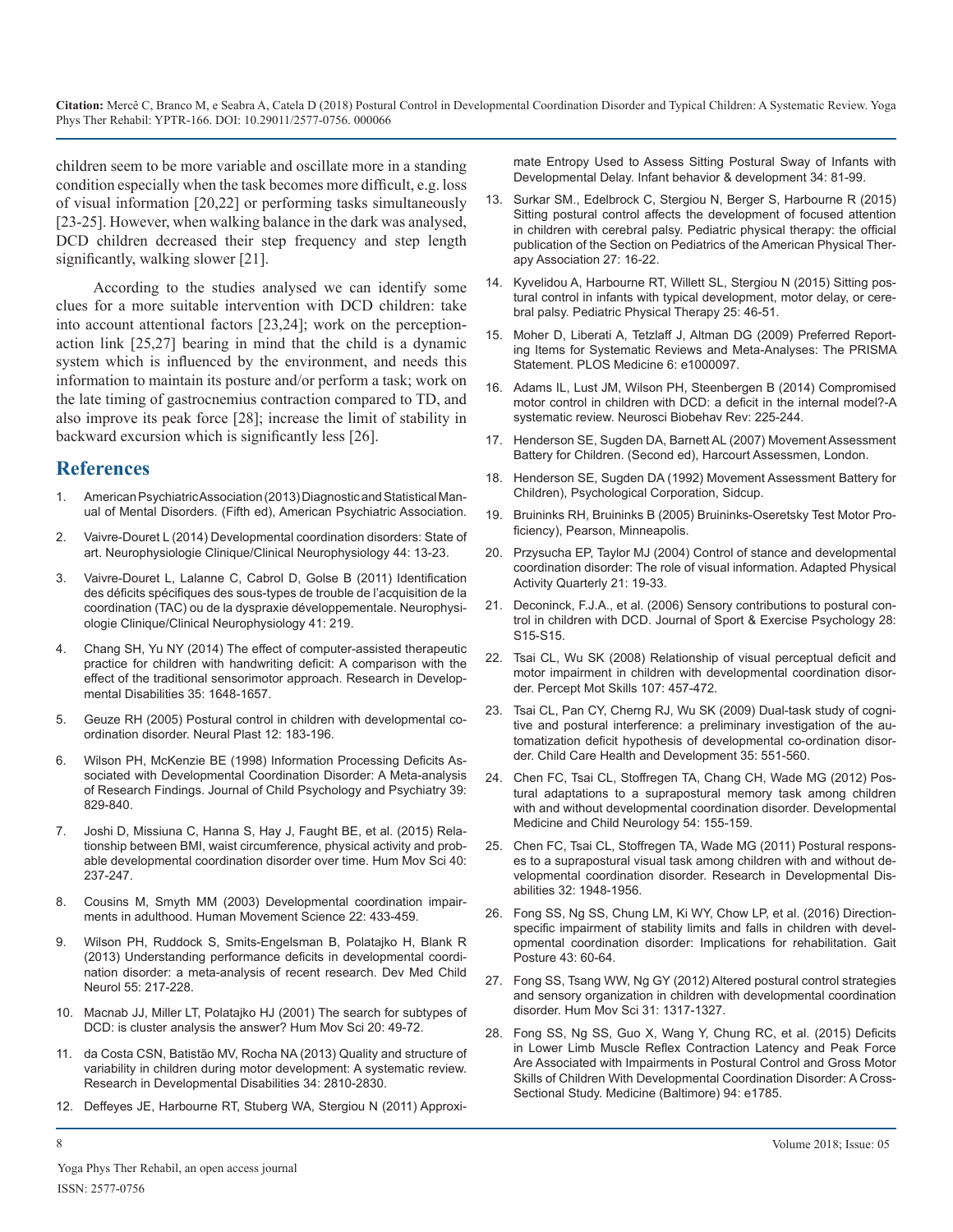children seem to be more variable and oscillate more in a standing condition especially when the task becomes more difficult, e.g. loss of visual information [20,22] or performing tasks simultaneously [23-25]. However, when walking balance in the dark was analysed, DCD children decreased their step frequency and step length significantly, walking slower [21].

According to the studies analysed we can identify some clues for a more suitable intervention with DCD children: take into account attentional factors [23,24]; work on the perception-action link [25,27] bearing in mind that the child is a dynamic system which is influenced by the environment, and needs this information to maintain its posture and/or perform a task; work on the late timing of gastrocnemius contraction compared to TD, and also improve its peak force [28]; increase the limit of stability in backward excursion which is significantly less [26].

## References

1. American Psychiatric Association (2013) Diagnostic and Statistical Manual of Mental Disorders. (Fifth ed), American Psychiatric Association.
2. Vaivre-Douret L (2014) Developmental coordination disorders: State of art. Neurophysiologie Clinique/Clinical Neurophysiology 44: 13-23.
3. Vaivre-Douret L, Lalanne C, Cabrol D, Golse B (2011) Identification des déficits spécifiques des sous-types de trouble de l'acquisition de la coordination (TAC) ou de la dyspraxie développementale. Neurophysiologie Clinique/Clinical Neurophysiology 41: 219.
4. Chang SH, Yu NY (2014) The effect of computer-assisted therapeutic practice for children with handwriting deficit: A comparison with the effect of the traditional sensorimotor approach. Research in Developmental Disabilities 35: 1648-1657.
5. Geuze RH (2005) Postural control in children with developmental coordination disorder. Neural Plast 12: 183-196.
6. Wilson PH, McKenzie BE (1998) Information Processing Deficits Associated with Developmental Coordination Disorder: A Meta-analysis of Research Findings. Journal of Child Psychology and Psychiatry 39: 829-840.
7. Joshi D, Missiuna C, Hanna S, Hay J, Faught BE, et al. (2015) Relationship between BMI, waist circumference, physical activity and probable developmental coordination disorder over time. Hum Mov Sci 40: 237-247.
8. Cousins M, Smyth MM (2003) Developmental coordination impairments in adulthood. Human Movement Science 22: 433-459.
9. Wilson PH, Ruddock S, Smits-Engelsman B, Polatajko H, Blank R (2013) Understanding performance deficits in developmental coordination disorder: a meta-analysis of recent research. Dev Med Child Neurol 55: 217-228.
10. Macnab JJ, Miller LT, Polatajko HJ (2001) The search for subtypes of DCD: is cluster analysis the answer? Hum Mov Sci 20: 49-72.
11. da Costa CSN, Batistão MV, Rocha NA (2013) Quality and structure of variability in children during motor development: A systematic review. Research in Developmental Disabilities 34: 2810-2830.
12. Deffeyes JE, Harbourne RT, Stuberg WA, Stergiou N (2011) Approximate Entropy Used to Assess Sitting Postural Sway of Infants with Developmental Delay. Infant behavior & development 34: 81-99.
13. Surkar SM., Edelbrock C, Stergiou N, Berger S, Harbourne R (2015) Sitting postural control affects the development of focused attention in children with cerebral palsy. Pediatric physical therapy: the official publication of the Section on Pediatrics of the American Physical Therapy Association 27: 16-22.
14. Kyvelidou A, Harbourne RT, Willett SL, Stergiou N (2015) Sitting postural control in infants with typical development, motor delay, or cerebral palsy. Pediatric Physical Therapy 25: 46-51.
15. Moher D, Liberati A, Tetzlaff J, Altman DG (2009) Preferred Reporting Items for Systematic Reviews and Meta-Analyses: The PRISMA Statement. PLOS Medicine 6: e1000097.
16. Adams IL, Lust JM, Wilson PH, Steenbergen B (2014) Compromised motor control in children with DCD: a deficit in the internal model?-A systematic review. Neurosci Biobehav Rev: 225-244.
17. Henderson SE, Sugden DA, Barnett AL (2007) Movement Assessment Battery for Children. (Second ed), Harcourt Assessmen, London.
18. Henderson SE, Sugden DA (1992) Movement Assessment Battery for Children), Psychological Corporation, Sidcup.
19. Bruininks RH, Bruininks B (2005) Bruininks-Oseretsky Test Motor Proficiency), Pearson, Minneapolis.
20. Przysucha EP, Taylor MJ (2004) Control of stance and developmental coordination disorder: The role of visual information. Adapted Physical Activity Quarterly 21: 19-33.
21. Deconinck, F.J.A., et al. (2006) Sensory contributions to postural control in children with DCD. Journal of Sport & Exercise Psychology 28: S15-S15.
22. Tsai CL, Wu SK (2008) Relationship of visual perceptual deficit and motor impairment in children with developmental coordination disorder. Percept Mot Skills 107: 457-472.
23. Tsai CL, Pan CY, Cherng RJ, Wu SK (2009) Dual-task study of cognitive and postural interference: a preliminary investigation of the automatization deficit hypothesis of developmental co-ordination disorder. Child Care Health and Development 35: 551-560.
24. Chen FC, Tsai CL, Stoffregen TA, Chang CH, Wade MG (2012) Postural adaptations to a suprapostural memory task among children with and without developmental coordination disorder. Developmental Medicine and Child Neurology 54: 155-159.
25. Chen FC, Tsai CL, Stoffregen TA, Wade MG (2011) Postural responses to a suprapostural visual task among children with and without developmental coordination disorder. Research in Developmental Disabilities 32: 1948-1956.
26. Fong SS, Ng SS, Chung LM, Ki WY, Chow LP, et al. (2016) Direction-specific impairment of stability limits and falls in children with developmental coordination disorder: Implications for rehabilitation. Gait Posture 43: 60-64.
27. Fong SS, Tsang WW, Ng GY (2012) Altered postural control strategies and sensory organization in children with developmental coordination disorder. Hum Mov Sci 31: 1317-1327.
28. Fong SS, Ng SS, Guo X, Wang Y, Chung RC, et al. (2015) Deficits in Lower Limb Muscle Reflex Contraction Latency and Peak Force Are Associated with Impairments in Postural Control and Gross Motor Skills of Children With Developmental Coordination Disorder: A Cross-Sectional Study. Medicine (Baltimore) 94: e1785.